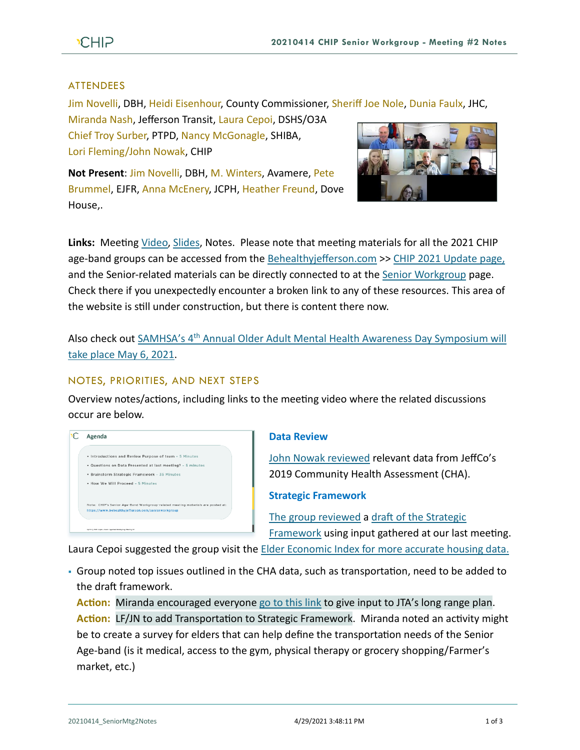## ATTENDEES

Jim Novelli, DBH, Heidi Eisenhour, County Commissioner, Sheriff Joe Nole, Dunia Faulx, JHC, Miranda Nash, Jefferson Transit, Laura Cepoi, DSHS/O3A Chief Troy Surber, PTPD, Nancy McGonagle, SHIBA, Lori Fleming/John Nowak, CHIP

**Not Present**: Jim Novelli, DBH, M. Winters, Avamere, Pete Brummel, EJFR, Anna McEnery, JCPH, Heather Freund, Dove House,.

**Links:** Meeting Video, Slides, Notes. Please note that meeting materials for all the 2021 CHIP age-band groups can be accessed from the Behealthyjefferson.com >> CHIP 2021 Update page, and the Senior-related materials can be directly connected to at the Senior Workgroup page. Check there if you unexpectedly encounter a broken link to any of these resources. This area of the website is still under construction, but there is content there now.

Also check out SAMHSA's 4th Annual Older Adult Mental Health Awareness Day Symposium will take place May 6, 2021.

## NOTES, PRIORITIES, AND NEXT STEPS

Overview notes/actions, including links to the meeting video where the related discussions occur are below.

### Data Review

John Nowak reviewed relevant data from JeffCo's 2019 Community Health Assessment (CHA).

### Strategic Framework

The group reviewed a draft of the Strategic Framework using input gathered at our last meeting. Laura Cepoi suggested the group visit the Elder Economic Index for more accurate housing data.

- Group noted top issues outlined in the CHA data, such as transportation, need to be added to the draft framework.
  **Action:** Miranda encouraged everyone go to this link to give input to JTA's long range plan.
  **Action:** LF/JN to add Transportation to Strategic Framework. Miranda noted an activity might be to create a survey for elders that can help define the transportation needs of the Senior Age-band (is it medical, access to the gym, physical therapy or grocery shopping/Farmer's market, etc.)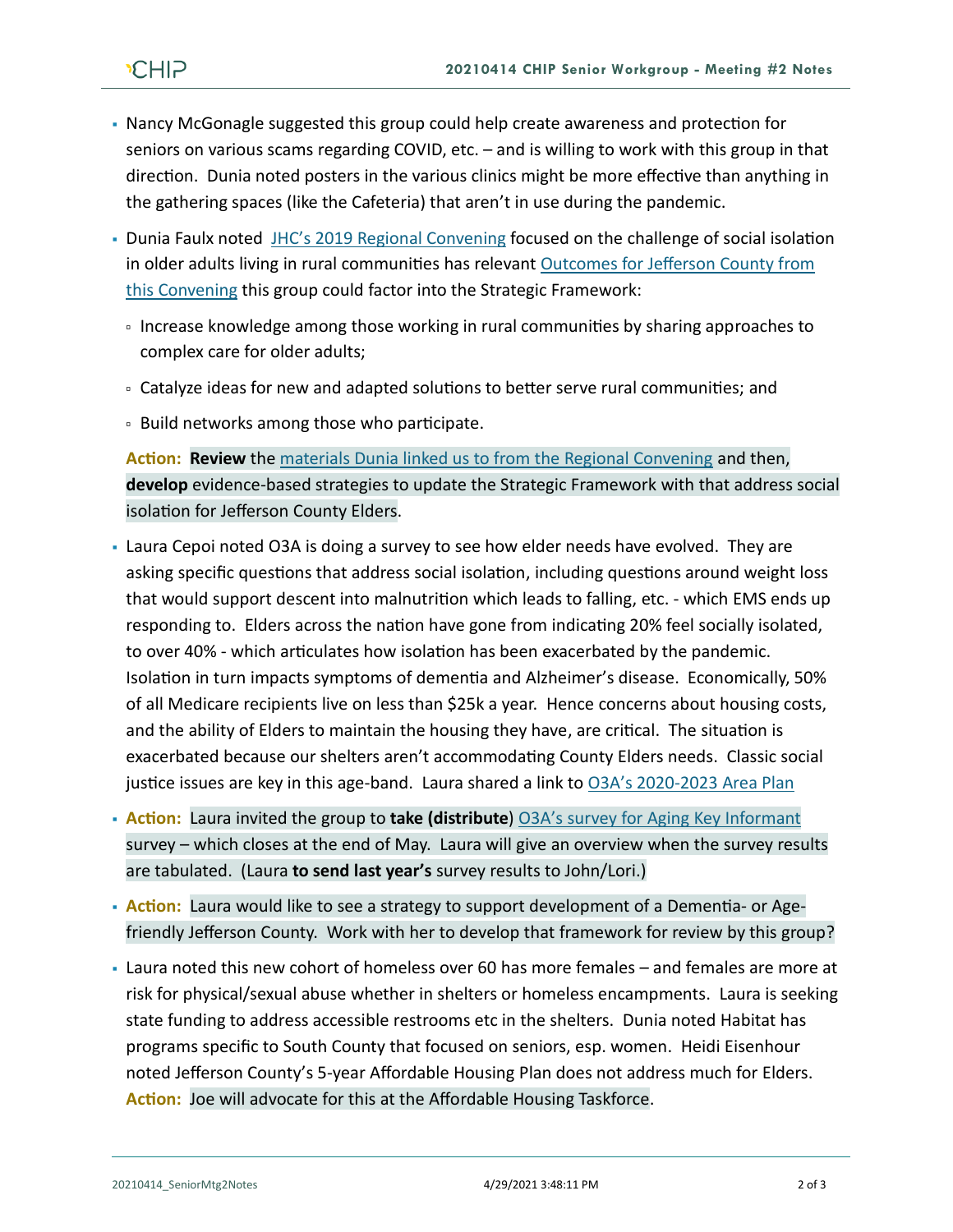- Nancy McGonagle suggested this group could help create awareness and protection for seniors on various scams regarding COVID, etc. – and is willing to work with this group in that direction. Dunia noted posters in the various clinics might be more effective than anything in the gathering spaces (like the Cafeteria) that aren't in use during the pandemic.
- Dunia Faulx noted JHC's 2019 Regional Convening focused on the challenge of social isolation in older adults living in rural communities has relevant Outcomes for Jefferson County from this Convening this group could factor into the Strategic Framework:
  - Increase knowledge among those working in rural communities by sharing approaches to complex care for older adults;
  - Catalyze ideas for new and adapted solutions to better serve rural communities; and
  - Build networks among those who participate.

  **Action:** **Review** the materials Dunia linked us to from the Regional Convening and then, **develop** evidence-based strategies to update the Strategic Framework with that address social isolation for Jefferson County Elders.
- Laura Cepoi noted O3A is doing a survey to see how elder needs have evolved. They are asking specific questions that address social isolation, including questions around weight loss that would support descent into malnutrition which leads to falling, etc. - which EMS ends up responding to. Elders across the nation have gone from indicating 20% feel socially isolated, to over 40% - which articulates how isolation has been exacerbated by the pandemic. Isolation in turn impacts symptoms of dementia and Alzheimer's disease. Economically, 50% of all Medicare recipients live on less than $25k a year. Hence concerns about housing costs, and the ability of Elders to maintain the housing they have, are critical. The situation is exacerbated because our shelters aren't accommodating County Elders needs. Classic social justice issues are key in this age-band. Laura shared a link to O3A's 2020-2023 Area Plan
- **Action:** Laura invited the group to **take (distribute**) O3A's survey for Aging Key Informant survey – which closes at the end of May. Laura will give an overview when the survey results are tabulated. (Laura **to send last year's** survey results to John/Lori.)
- **Action:** Laura would like to see a strategy to support development of a Dementia- or Age-friendly Jefferson County. Work with her to develop that framework for review by this group?
- Laura noted this new cohort of homeless over 60 has more females – and females are more at risk for physical/sexual abuse whether in shelters or homeless encampments. Laura is seeking state funding to address accessible restrooms etc in the shelters. Dunia noted Habitat has programs specific to South County that focused on seniors, esp. women. Heidi Eisenhour noted Jefferson County's 5-year Affordable Housing Plan does not address much for Elders. **Action:** Joe will advocate for this at the Affordable Housing Taskforce.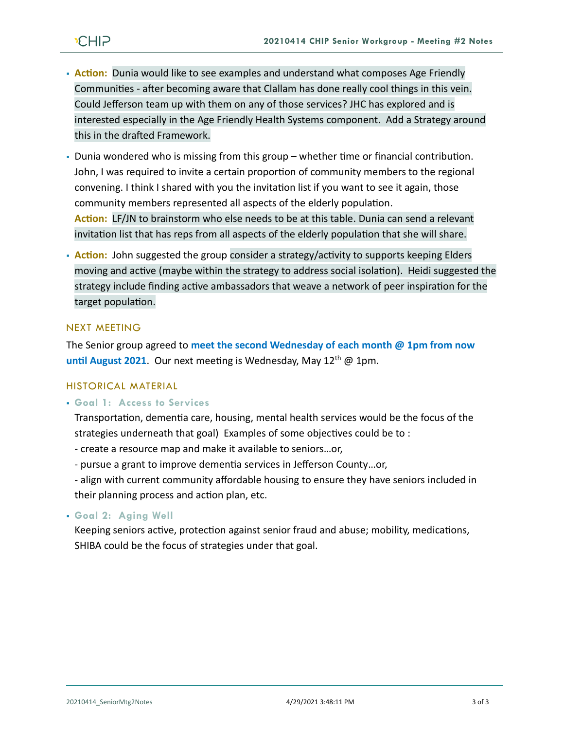- **Action:** Dunia would like to see examples and understand what composes Age Friendly Communities - after becoming aware that Clallam has done really cool things in this vein. Could Jefferson team up with them on any of those services? JHC has explored and is interested especially in the Age Friendly Health Systems component. Add a Strategy around this in the drafted Framework.
- Dunia wondered who is missing from this group – whether time or financial contribution. John, I was required to invite a certain proportion of community members to the regional convening. I think I shared with you the invitation list if you want to see it again, those community members represented all aspects of the elderly population.
  **Action:** LF/JN to brainstorm who else needs to be at this table. Dunia can send a relevant invitation list that has reps from all aspects of the elderly population that she will share.
- **Action:** John suggested the group consider a strategy/activity to supports keeping Elders moving and active (maybe within the strategy to address social isolation). Heidi suggested the strategy include finding active ambassadors that weave a network of peer inspiration for the target population.

## NEXT MEETING

The Senior group agreed to **meet the second Wednesday of each month @ 1pm from now until August 2021**. Our next meeting is Wednesday, May 12th @ 1pm.

## HISTORICAL MATERIAL

- **Goal 1: Access to Services**

  Transportation, dementia care, housing, mental health services would be the focus of the strategies underneath that goal) Examples of some objectives could be to :

  - create a resource map and make it available to seniors…or,

  - pursue a grant to improve dementia services in Jefferson County…or,

  - align with current community affordable housing to ensure they have seniors included in their planning process and action plan, etc.

- **Goal 2: Aging Well**

  Keeping seniors active, protection against senior fraud and abuse; mobility, medications, SHIBA could be the focus of strategies under that goal.